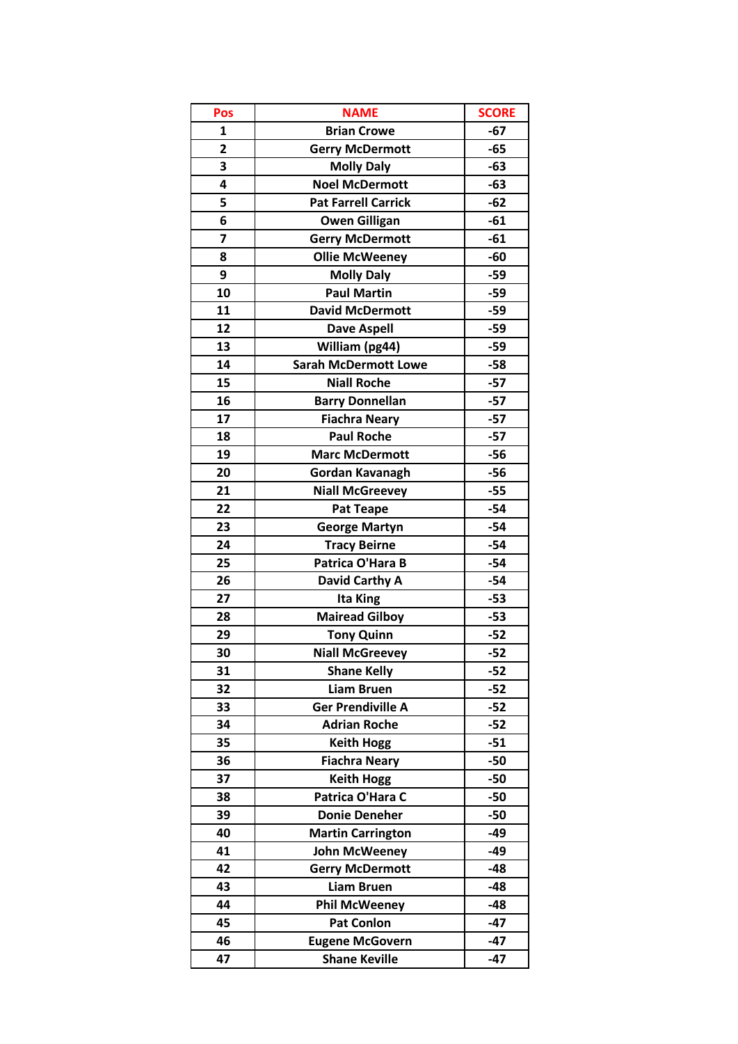| Pos | NAME | SCORE |
|---|---|---|
| 1 | Brian Crowe | -67 |
| 2 | Gerry McDermott | -65 |
| 3 | Molly Daly | -63 |
| 4 | Noel McDermott | -63 |
| 5 | Pat Farrell Carrick | -62 |
| 6 | Owen Gilligan | -61 |
| 7 | Gerry McDermott | -61 |
| 8 | Ollie McWeeney | -60 |
| 9 | Molly Daly | -59 |
| 10 | Paul Martin | -59 |
| 11 | David McDermott | -59 |
| 12 | Dave Aspell | -59 |
| 13 | William (pg44) | -59 |
| 14 | Sarah McDermott Lowe | -58 |
| 15 | Niall Roche | -57 |
| 16 | Barry Donnellan | -57 |
| 17 | Fiachra Neary | -57 |
| 18 | Paul Roche | -57 |
| 19 | Marc McDermott | -56 |
| 20 | Gordan Kavanagh | -56 |
| 21 | Niall McGreevey | -55 |
| 22 | Pat Teape | -54 |
| 23 | George Martyn | -54 |
| 24 | Tracy Beirne | -54 |
| 25 | Patrica O'Hara B | -54 |
| 26 | David Carthy A | -54 |
| 27 | Ita King | -53 |
| 28 | Mairead Gilboy | -53 |
| 29 | Tony Quinn | -52 |
| 30 | Niall McGreevey | -52 |
| 31 | Shane Kelly | -52 |
| 32 | Liam Bruen | -52 |
| 33 | Ger Prendiville A | -52 |
| 34 | Adrian Roche | -52 |
| 35 | Keith Hogg | -51 |
| 36 | Fiachra Neary | -50 |
| 37 | Keith Hogg | -50 |
| 38 | Patrica O'Hara C | -50 |
| 39 | Donie Deneher | -50 |
| 40 | Martin Carrington | -49 |
| 41 | John McWeeney | -49 |
| 42 | Gerry McDermott | -48 |
| 43 | Liam Bruen | -48 |
| 44 | Phil McWeeney | -48 |
| 45 | Pat Conlon | -47 |
| 46 | Eugene McGovern | -47 |
| 47 | Shane Keville | -47 |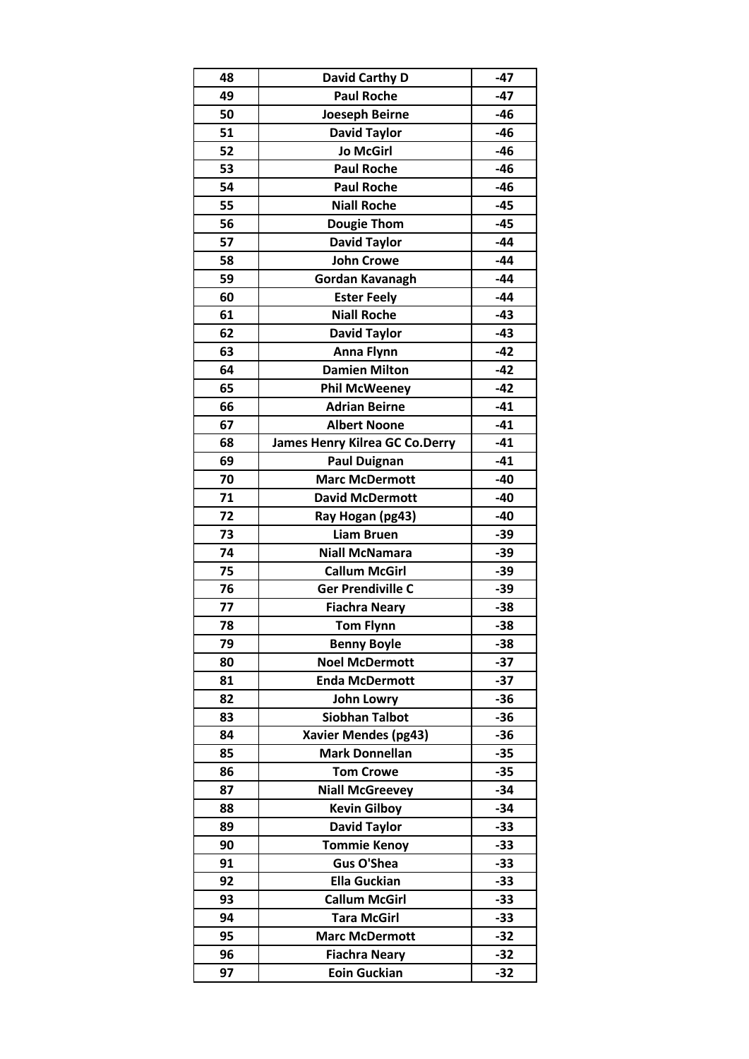| 48 | David Carthy D | -47 |
|---|---|---|
| 49 | Paul Roche | -47 |
| 50 | Joeseph Beirne | -46 |
| 51 | David Taylor | -46 |
| 52 | Jo McGirl | -46 |
| 53 | Paul Roche | -46 |
| 54 | Paul Roche | -46 |
| 55 | Niall Roche | -45 |
| 56 | Dougie Thom | -45 |
| 57 | David Taylor | -44 |
| 58 | John Crowe | -44 |
| 59 | Gordan Kavanagh | -44 |
| 60 | Ester Feely | -44 |
| 61 | Niall Roche | -43 |
| 62 | David Taylor | -43 |
| 63 | Anna Flynn | -42 |
| 64 | Damien Milton | -42 |
| 65 | Phil McWeeney | -42 |
| 66 | Adrian Beirne | -41 |
| 67 | Albert Noone | -41 |
| 68 | James Henry Kilrea GC Co.Derry | -41 |
| 69 | Paul Duignan | -41 |
| 70 | Marc McDermott | -40 |
| 71 | David McDermott | -40 |
| 72 | Ray Hogan (pg43) | -40 |
| 73 | Liam Bruen | -39 |
| 74 | Niall McNamara | -39 |
| 75 | Callum McGirl | -39 |
| 76 | Ger Prendiville C | -39 |
| 77 | Fiachra Neary | -38 |
| 78 | Tom Flynn | -38 |
| 79 | Benny Boyle | -38 |
| 80 | Noel McDermott | -37 |
| 81 | Enda McDermott | -37 |
| 82 | John Lowry | -36 |
| 83 | Siobhan Talbot | -36 |
| 84 | Xavier Mendes (pg43) | -36 |
| 85 | Mark Donnellan | -35 |
| 86 | Tom Crowe | -35 |
| 87 | Niall McGreevey | -34 |
| 88 | Kevin Gilboy | -34 |
| 89 | David Taylor | -33 |
| 90 | Tommie Kenoy | -33 |
| 91 | Gus O'Shea | -33 |
| 92 | Ella Guckian | -33 |
| 93 | Callum McGirl | -33 |
| 94 | Tara McGirl | -33 |
| 95 | Marc McDermott | -32 |
| 96 | Fiachra Neary | -32 |
| 97 | Eoin Guckian | -32 |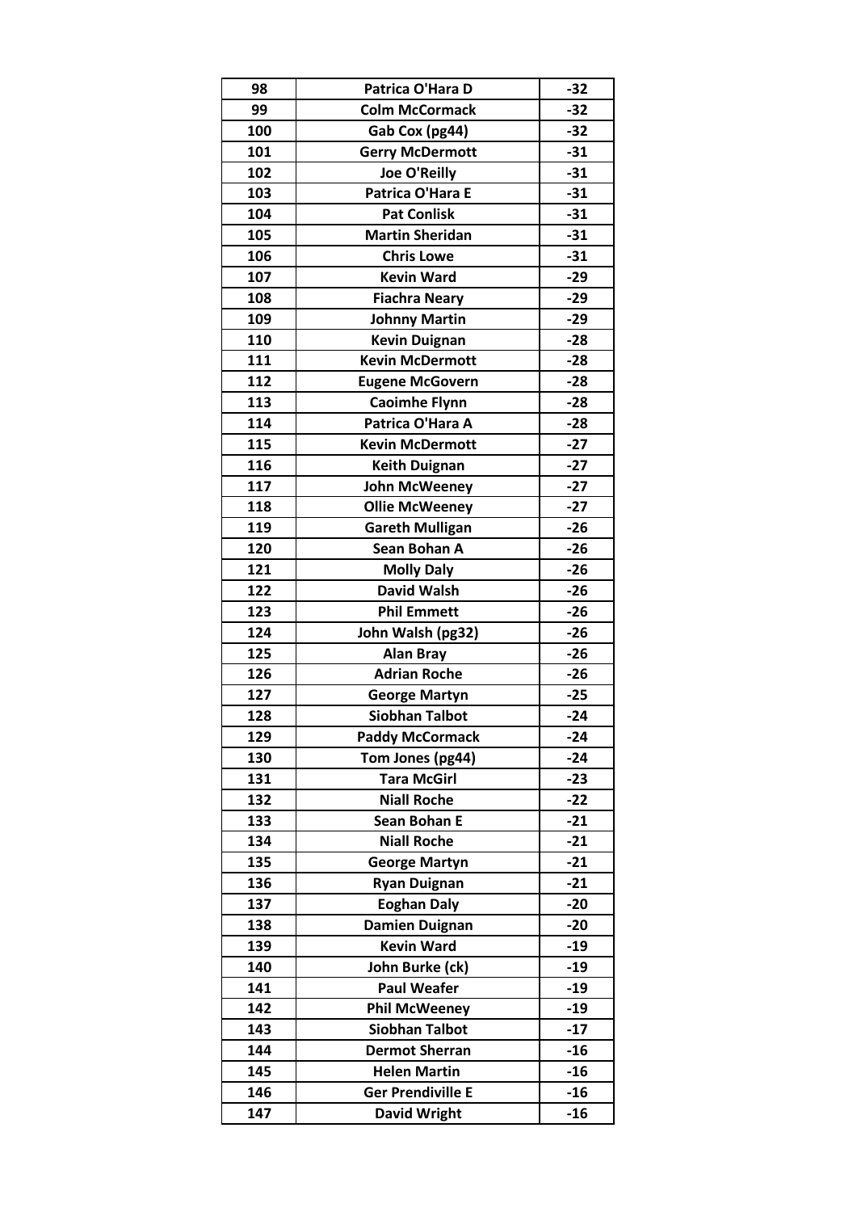| 98 | Patrica O'Hara D | -32 |
|---|---|---|
| 99 | Colm McCormack | -32 |
| 100 | Gab Cox (pg44) | -32 |
| 101 | Gerry McDermott | -31 |
| 102 | Joe O'Reilly | -31 |
| 103 | Patrica O'Hara E | -31 |
| 104 | Pat Conlisk | -31 |
| 105 | Martin Sheridan | -31 |
| 106 | Chris Lowe | -31 |
| 107 | Kevin Ward | -29 |
| 108 | Fiachra Neary | -29 |
| 109 | Johnny Martin | -29 |
| 110 | Kevin Duignan | -28 |
| 111 | Kevin McDermott | -28 |
| 112 | Eugene McGovern | -28 |
| 113 | Caoimhe Flynn | -28 |
| 114 | Patrica O'Hara A | -28 |
| 115 | Kevin McDermott | -27 |
| 116 | Keith Duignan | -27 |
| 117 | John McWeeney | -27 |
| 118 | Ollie McWeeney | -27 |
| 119 | Gareth Mulligan | -26 |
| 120 | Sean Bohan A | -26 |
| 121 | Molly Daly | -26 |
| 122 | David Walsh | -26 |
| 123 | Phil Emmett | -26 |
| 124 | John Walsh (pg32) | -26 |
| 125 | Alan Bray | -26 |
| 126 | Adrian Roche | -26 |
| 127 | George Martyn | -25 |
| 128 | Siobhan Talbot | -24 |
| 129 | Paddy McCormack | -24 |
| 130 | Tom Jones (pg44) | -24 |
| 131 | Tara McGirl | -23 |
| 132 | Niall Roche | -22 |
| 133 | Sean Bohan E | -21 |
| 134 | Niall Roche | -21 |
| 135 | George Martyn | -21 |
| 136 | Ryan Duignan | -21 |
| 137 | Eoghan Daly | -20 |
| 138 | Damien Duignan | -20 |
| 139 | Kevin Ward | -19 |
| 140 | John Burke (ck) | -19 |
| 141 | Paul Weafer | -19 |
| 142 | Phil McWeeney | -19 |
| 143 | Siobhan Talbot | -17 |
| 144 | Dermot Sherran | -16 |
| 145 | Helen Martin | -16 |
| 146 | Ger Prendiville E | -16 |
| 147 | David Wright | -16 |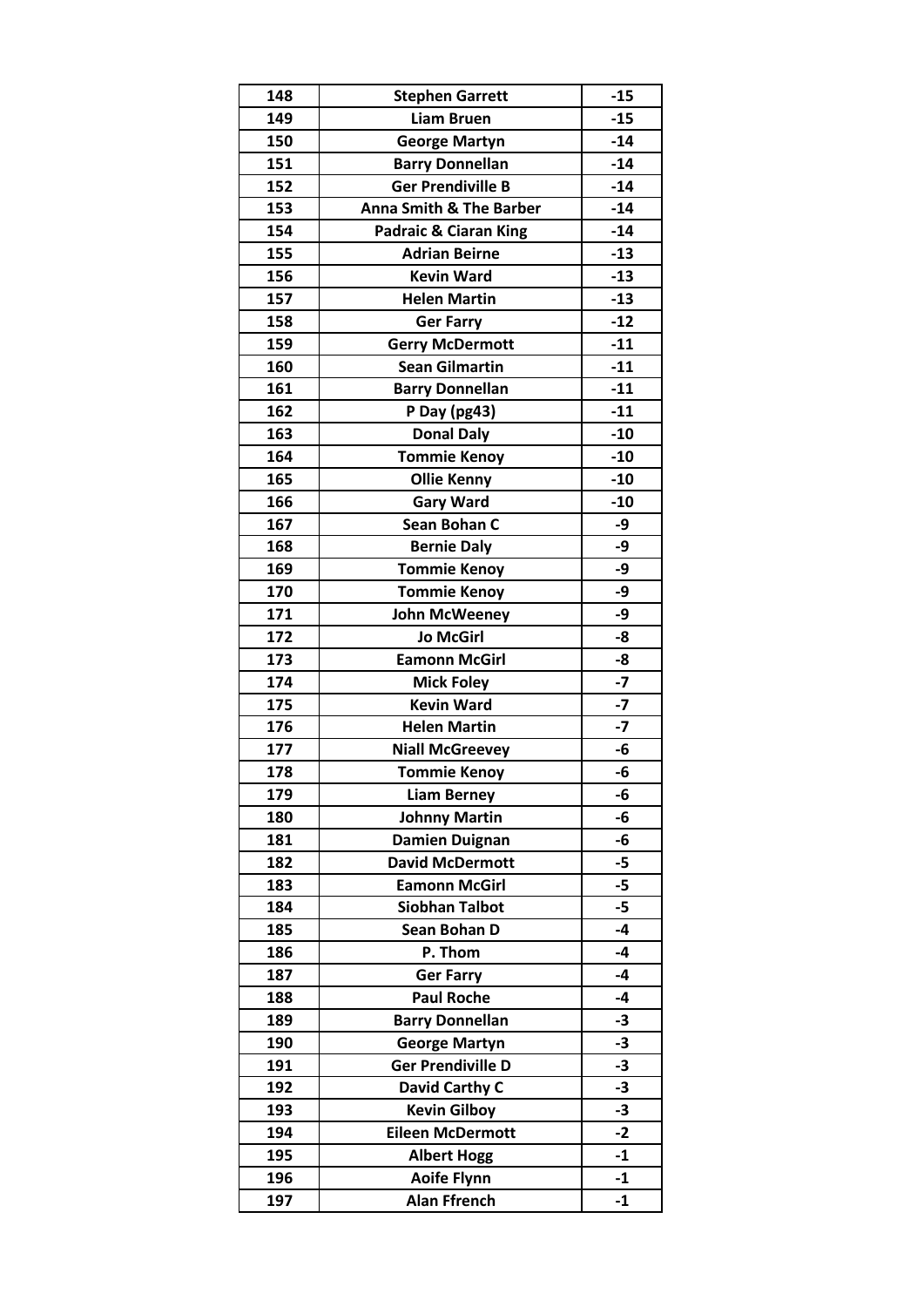| 148 | Stephen Garrett | -15 |
| --- | --- | --- |
| 149 | Liam Bruen | -15 |
| 150 | George Martyn | -14 |
| 151 | Barry Donnellan | -14 |
| 152 | Ger Prendiville B | -14 |
| 153 | Anna Smith & The Barber | -14 |
| 154 | Padraic & Ciaran King | -14 |
| 155 | Adrian Beirne | -13 |
| 156 | Kevin Ward | -13 |
| 157 | Helen Martin | -13 |
| 158 | Ger Farry | -12 |
| 159 | Gerry McDermott | -11 |
| 160 | Sean Gilmartin | -11 |
| 161 | Barry Donnellan | -11 |
| 162 | P Day (pg43) | -11 |
| 163 | Donal Daly | -10 |
| 164 | Tommie Kenoy | -10 |
| 165 | Ollie Kenny | -10 |
| 166 | Gary Ward | -10 |
| 167 | Sean Bohan C | -9 |
| 168 | Bernie Daly | -9 |
| 169 | Tommie Kenoy | -9 |
| 170 | Tommie Kenoy | -9 |
| 171 | John McWeeney | -9 |
| 172 | Jo McGirl | -8 |
| 173 | Eamonn McGirl | -8 |
| 174 | Mick Foley | -7 |
| 175 | Kevin Ward | -7 |
| 176 | Helen Martin | -7 |
| 177 | Niall McGreevey | -6 |
| 178 | Tommie Kenoy | -6 |
| 179 | Liam Berney | -6 |
| 180 | Johnny Martin | -6 |
| 181 | Damien Duignan | -6 |
| 182 | David McDermott | -5 |
| 183 | Eamonn McGirl | -5 |
| 184 | Siobhan Talbot | -5 |
| 185 | Sean Bohan D | -4 |
| 186 | P. Thom | -4 |
| 187 | Ger Farry | -4 |
| 188 | Paul Roche | -4 |
| 189 | Barry Donnellan | -3 |
| 190 | George Martyn | -3 |
| 191 | Ger Prendiville D | -3 |
| 192 | David Carthy C | -3 |
| 193 | Kevin Gilboy | -3 |
| 194 | Eileen McDermott | -2 |
| 195 | Albert Hogg | -1 |
| 196 | Aoife Flynn | -1 |
| 197 | Alan Ffrench | -1 |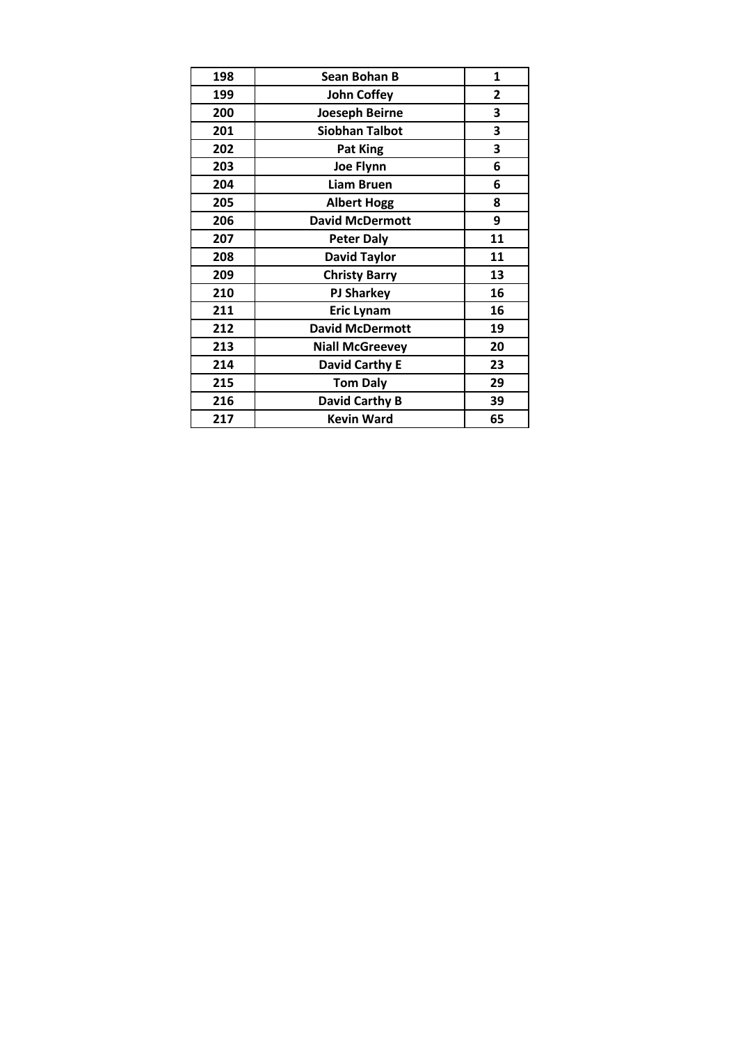| | | |
|---|---|---|
| **198** | **Sean Bohan B** | **1** |
| **199** | **John Coffey** | **2** |
| **200** | **Joeseph Beirne** | **3** |
| **201** | **Siobhan Talbot** | **3** |
| **202** | **Pat King** | **3** |
| **203** | **Joe Flynn** | **6** |
| **204** | **Liam Bruen** | **6** |
| **205** | **Albert Hogg** | **8** |
| **206** | **David McDermott** | **9** |
| **207** | **Peter Daly** | **11** |
| **208** | **David Taylor** | **11** |
| **209** | **Christy Barry** | **13** |
| **210** | **PJ Sharkey** | **16** |
| **211** | **Eric Lynam** | **16** |
| **212** | **David McDermott** | **19** |
| **213** | **Niall McGreevey** | **20** |
| **214** | **David Carthy E** | **23** |
| **215** | **Tom Daly** | **29** |
| **216** | **David Carthy B** | **39** |
| **217** | **Kevin Ward** | **65** |